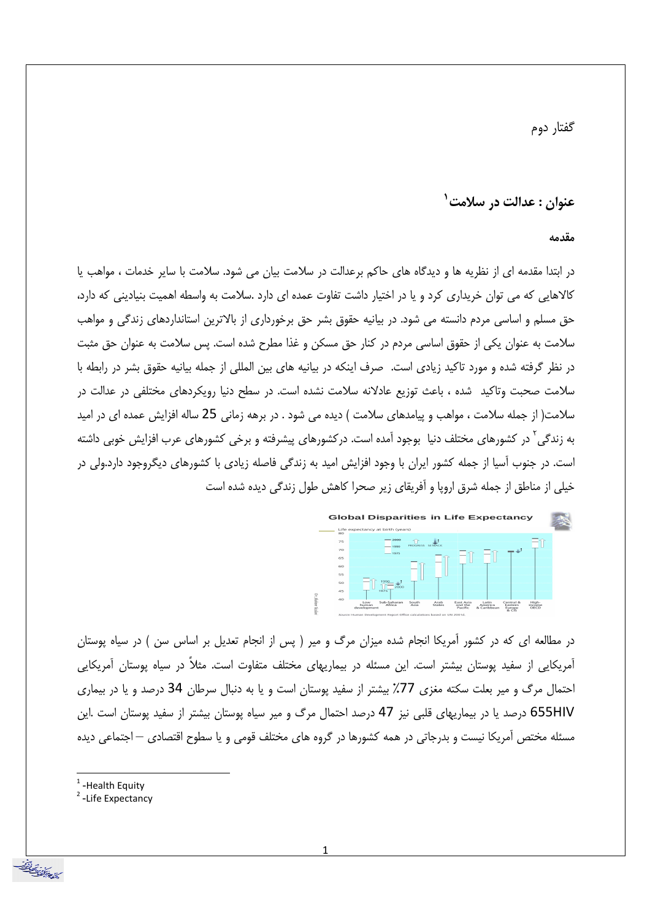گفتار دوم

## عنوان : عدالت در سلامت[1]

### مقدمه

در ابتدا مقدمه ای از نظریه ها و دیدگاه های حاکم برعدالت در سلامت بیان می شود. سلامت با سایر خدمات ، مواهب یا کالاهایی که می توان خریداری کرد و یا در اختیار داشت تفاوت عمده ای دارد .سلامت به واسطه اهمیت بنیادینی که دارد، حق مسلم و اساسی مردم دانسته می شود. در بیانیه حقوق بشر حق برخورداری از بالاترین استانداردهای زندگی و مواهب سلامت به عنوان یکی از حقوق اساسی مردم در کنار حق مسکن و غذا مطرح شده است. پس سلامت به عنوان حق مثبت در نظر گرفته شده و مورد تاکید زیادی است. صرف اینکه در بیانیه های بین المللی از جمله بیانیه حقوق بشر در رابطه با سلامت صحبت وتاکید شده ، باعث توزیع عادلانه سلامت نشده است. در سطح دنیا رویکردهای مختلفی در عدالت در سلامت( از جمله سلامت ، مواهب و پیامدهای سلامت ) دیده می شود . در برهه زمانی 25 ساله افزایش عمده ای در امید به زندگی[2] در کشورهای مختلف دنیا بوجود آمده است. درکشورهای پیشرفته و برخی کشورهای عرب افزایش خوبی داشته است. در جنوب آسیا از جمله کشور ایران با وجود افزایش امید به زندگی فاصله زیادی با کشورهای دیگروجود دارد.ولی در خیلی از مناطق از جمله شرق اروپا و آفریقای زیر صحرا کاهش طول زندگی دیده شده است

در مطالعه ای که در کشور آمریکا انجام شده میزان مرگ و میر ( پس از انجام تعدیل بر اساس سن ) در سیاه پوستان آمریکایی از سفید پوستان بیشتر است. این مسئله در بیماریهای مختلف متفاوت است. مثلاً در سیاه پوستان آمریکایی احتمال مرگ و میر بعلت سکته مغزی 77٪ بیشتر از سفید پوستان است و یا به دنبال سرطان 34 درصد و یا در بیماری HIV655 درصد یا در بیماریهای قلبی نیز 47 درصد احتمال مرگ و میر سیاه پوستان بیشتر از سفید پوستان است .این مسئله مختص آمریکا نیست و بدرجاتی در همه کشورها در گروه های مختلف قومی و یا سطوح اقتصادی – اجتماعی دیده

---

[1] -Health Equity
[2] -Life Expectancy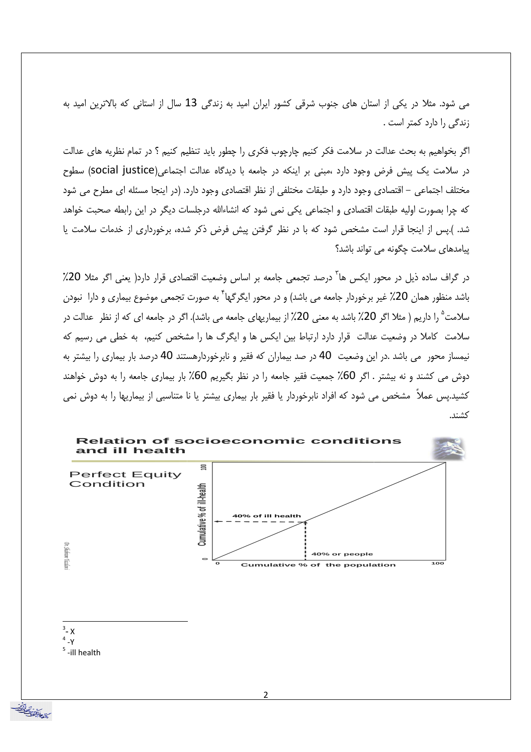می شود. مثلا در یکی از استان های جنوب شرقی کشور ایران امید به زندگی 13 سال از استانی که بالاترین امید به زندگی را دارد کمتر است .

اگر بخواهیم به بحث عدالت در سلامت فکر کنیم چارچوب فکری را چطور باید تنظیم کنیم ؟ در تمام نظریه های عدالت در سلامت یک پیش فرض وجود دارد ،مبنی بر اینکه در جامعه با دیدگاه عدالت اجتماعی(social justice) سطوح مختلف اجتماعی – اقتصادی وجود دارد و طبقات مختلفی از نظر اقتصادی وجود دارد. (در اینجا مسئله ای مطرح می شود که چرا بصورت اولیه طبقات اقتصادی و اجتماعی یکی نمی شود که انشاءالله درجلسات دیگر در این رابطه صحبت خواهد شد. ).پس از اینجا قرار است مشخص شود که با در نظر گرفتن پیش فرض ذکر شده، برخورداری از خدمات سلامت یا پیامدهای سلامت چگونه می تواند باشد؟

در گراف ساده ذیل در محور ایکس ها[3] درصد تجمعی جامعه بر اساس وضعیت اقتصادی قرار دارد( یعنی اگر مثلا 20٪ باشد منظور همان 20٪ غیر برخوردار جامعه می باشد) و در محور ایگرگها[4] به صورت تجمعی موضوع بیماری و دارا نبودن سلامت[5] را داریم ( مثلا اگر 20٪ باشد به معنی 20٪ از بیماریهای جامعه می باشد). اگر در جامعه ای که از نظر عدالت در سلامت کاملا در وضعیت عدالت قرار دارد ارتباط بین ایکس ها و ایگرگ ها را مشخص کنیم، به خطی می رسیم که نیمساز محور می باشد .در این وضعیت 40 در صد بیماران که فقیر و نابرخوردارهستند 40 درصد بار بیماری را بیشتر به دوش می کشند و نه بیشتر . اگر 60٪ جمعیت فقیر جامعه را در نظر بگیریم 60٪ بار بیماری جامعه را به دوش خواهند کشید.پس عملاً مشخص می شود که افراد نابرخوردار یا فقیر بار بیماری بیشتر یا نا متناسبی از بیماریها را به دوش نمی کشند.

**Relation of socioeconomic conditions and ill health**

Perfect Equity Condition

(Graph: y-axis "Cumulative % of ill-health" 0–100; x-axis "Cumulative % of the population" 0–100; labels "40% of ill health", "40% or people")

---

[3] - X

[4] -Y

[5] -ill health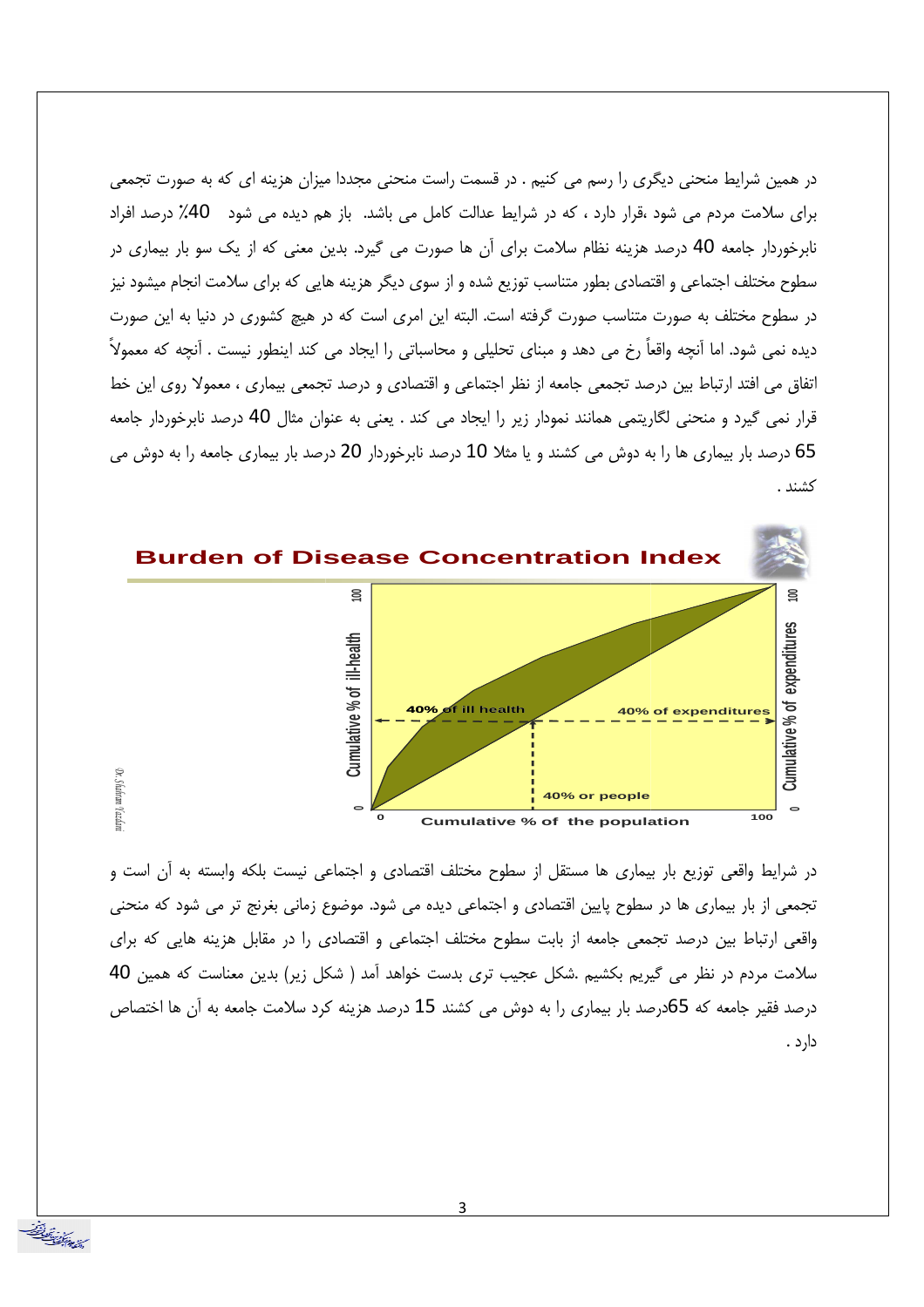در همین شرایط منحنی دیگری را رسم می کنیم . در قسمت راست منحنی مجددا میزان هزینه ای که به صورت تجمعی برای سلامت مردم می شود ،قرار دارد ، که در شرایط عدالت کامل می باشد. باز هم دیده می شود 40٪ درصد افراد نابرخوردار جامعه 40 درصد هزینه نظام سلامت برای آن ها صورت می گیرد. بدین معنی که از یک سو بار بیماری در سطوح مختلف اجتماعی و اقتصادی بطور متناسب توزیع شده و از سوی دیگر هزینه هایی که برای سلامت انجام میشود نیز در سطوح مختلف به صورت متناسب صورت گرفته است. البته این امری است که در هیچ کشوری در دنیا به این صورت دیده نمی شود. اما آنچه واقعاً رخ می دهد و مبنای تحلیلی و محاسباتی را ایجاد می کند اینطور نیست . آنچه که معمولاً اتفاق می افتد ارتباط بین درصد تجمعی جامعه از نظر اجتماعی و اقتصادی و درصد تجمعی بیماری ، معمولا روی این خط قرار نمی گیرد و منحنی لگاریتمی همانند نمودار زیر را ایجاد می کند . یعنی به عنوان مثال 40 درصد نابرخوردار جامعه 65 درصد بار بیماری ها را به دوش می کشند و یا مثلا 10 درصد نابرخوردار 20 درصد بار بیماری جامعه را به دوش می کشند .

**Burden of Disease Concentration Index**

در شرایط واقعی توزیع بار بیماری ها مستقل از سطوح مختلف اقتصادی و اجتماعی نیست بلکه وابسته به آن است و تجمعی از بار بیماری ها در سطوح پایین اقتصادی و اجتماعی دیده می شود. موضوع زمانی بغرنج تر می شود که منحنی واقعی ارتباط بین درصد تجمعی جامعه از بابت سطوح مختلف اجتماعی و اقتصادی را در مقابل هزینه هایی که برای سلامت مردم در نظر می گیریم بکشیم .شکل عجیب تری بدست خواهد آمد ( شکل زیر) بدین معناست که همین 40 درصد فقیر جامعه که 65درصد بار بیماری را به دوش می کشند 15 درصد هزینه کرد سلامت جامعه به آن ها اختصاص دارد .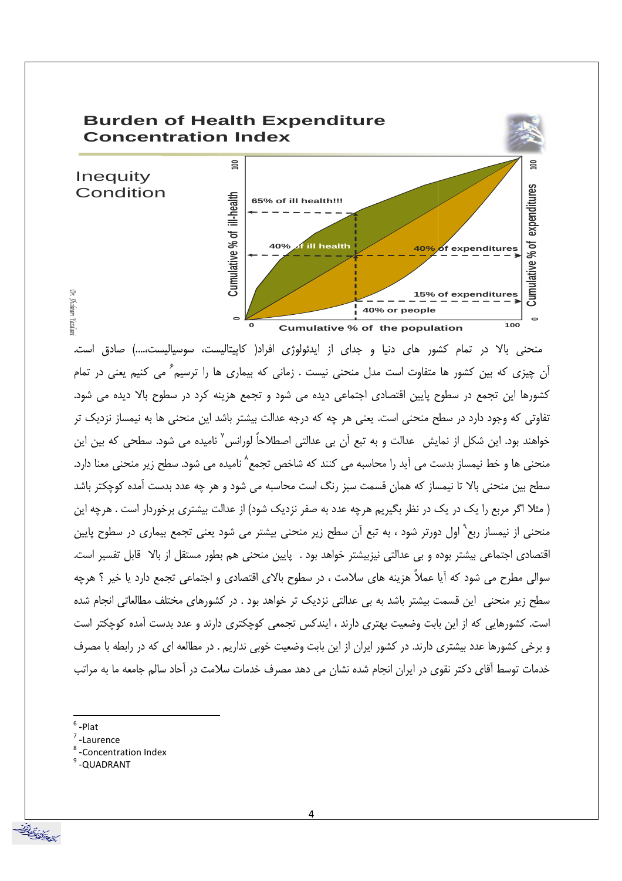## Burden of Health Expenditure Concentration Index

Inequity Condition

منحنی بالا در تمام کشور های دنیا و جدای از ایدئولوژی افراد( کاپیتالیست، سوسیالیست،....) صادق است. آن چیزی که بین کشور ها متفاوت است مدل منحنی نیست . زمانی که بیماری ها را ترسیم[6] می کنیم یعنی در تمام کشورها این تجمع در سطوح پایین اقتصادی اجتماعی دیده می شود و تجمع هزینه کرد در سطوح بالا دیده می شود. تفاوتی که وجود دارد در سطح منحنی است. یعنی هر چه که درجه عدالت بیشتر باشد این منحنی ها به نیمساز نزدیک تر خواهند بود. این شکل از نمایش عدالت و به تبع آن بی عدالتی اصطلاحاً لورانس[7] نامیده می شود. سطحی که بین این منحنی ها و خط نیمساز بدست می آید را محاسبه می کنند که شاخص تجمع[8] نامیده می شود. سطح زیر منحنی معنا دارد. سطح بین منحنی بالا تا نیمساز که همان قسمت سبز رنگ است محاسبه می شود و هر چه عدد بدست آمده کوچکتر باشد ( مثلا اگر مربع را یک در یک در نظر بگیریم هرچه عدد به صفر نزدیک شود) از عدالت بیشتری برخوردار است . هرچه این منحنی از نیمساز ربع[9] اول دورتر شود ، به تبع آن سطح زیر منحنی بیشتر می شود یعنی تجمع بیماری در سطوح پایین اقتصادی اجتماعی بیشتر بوده و بی عدالتی نیزبیشتر خواهد بود . پایین منحنی هم بطور مستقل از بالا قابل تفسیر است. سوالی مطرح می شود که آیا عملاً هزینه های سلامت ، در سطوح بالای اقتصادی و اجتماعی تجمع دارد یا خیر ؟ هرچه سطح زیر منحنی این قسمت بیشتر باشد به بی عدالتی نزدیک تر خواهد بود . در کشورهای مختلف مطالعاتی انجام شده است. کشورهایی که از این بابت وضعیت بهتری دارند ، ایندکس تجمعی کوچکتری دارند و عدد بدست آمده کوچکتر است و برخی کشورها عدد بیشتری دارند. در کشور ایران از این بابت وضعیت خوبی نداریم . در مطالعه ای که در رابطه با مصرف خدمات توسط آقای دکتر نقوی در ایران انجام شده نشان می دهد مصرف خدمات سلامت در آحاد سالم جامعه ما به مراتب

---

[6] -Plat

[7] -Laurence

[8] -Concentration Index

[9] -QUADRANT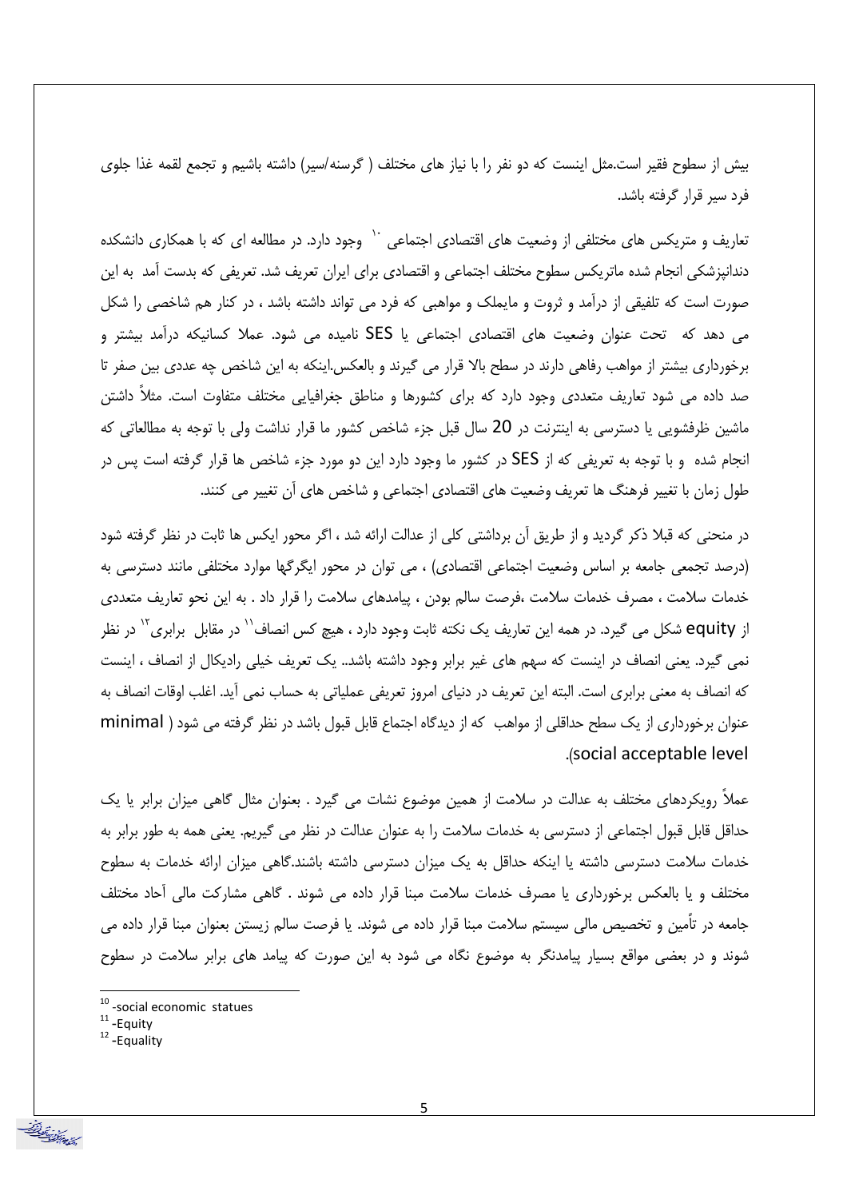بیش از سطوح فقیر است.مثل اینست که دو نفر را با نیاز های مختلف ( گرسنه/سیر) داشته باشیم و تجمع لقمه غذا جلوی فرد سیر قرار گرفته باشد.

تعاریف و متریکس های مختلفی از وضعیت های اقتصادی اجتماعی [10] وجود دارد. در مطالعه ای که با همکاری دانشکده دندانپزشکی انجام شده ماتریکس سطوح مختلف اجتماعی و اقتصادی برای ایران تعریف شد. تعریفی که بدست آمد به این صورت است که تلفیقی از درآمد و ثروت و مایملک و مواهبی که فرد می تواند داشته باشد ، در کنار هم شاخصی را شکل می دهد که تحت عنوان وضعیت های اقتصادی اجتماعی یا SES نامیده می شود. عملا کسانیکه درآمد بیشتر و برخورداری بیشتر از مواهب رفاهی دارند در سطح بالا قرار می گیرند و بالعکس.اینکه به این شاخص چه عددی بین صفر تا صد داده می شود تعاریف متعددی وجود دارد که برای کشورها و مناطق جغرافیایی مختلف متفاوت است. مثلاً داشتن ماشین ظرفشویی یا دسترسی به اینترنت در 20 سال قبل جزء شاخص کشور ما قرار نداشت ولی با توجه به مطالعاتی که انجام شده و با توجه به تعریفی که از SES در کشور ما وجود دارد این دو مورد جزء شاخص ها قرار گرفته است پس در طول زمان با تغییر فرهنگ ها تعریف وضعیت های اقتصادی اجتماعی و شاخص های آن تغییر می کنند.

در منحنی که قبلا ذکر گردید و از طریق آن برداشتی کلی از عدالت ارائه شد ، اگر محور ایکس ها ثابت در نظر گرفته شود (درصد تجمعی جامعه بر اساس وضعیت اجتماعی اقتصادی) ، می توان در محور ایگرگها موارد مختلفی مانند دسترسی به خدمات سلامت ، مصرف خدمات سلامت ،فرصت سالم بودن ، پیامدهای سلامت را قرار داد . به این نحو تعاریف متعددی از equity شکل می گیرد. در همه این تعاریف یک نکته ثابت وجود دارد ، هیچ کس انصاف[11] در مقابل برابری[12] در نظر نمی گیرد. یعنی انصاف در اینست که سهم های غیر برابر وجود داشته باشد.. یک تعریف خیلی رادیکال از انصاف ، اینست که انصاف به معنی برابری است. البته این تعریف در دنیای امروز تعریفی عملیاتی به حساب نمی آید. اغلب اوقات انصاف به عنوان برخورداری از یک سطح حداقلی از مواهب که از دیدگاه اجتماع قابل قبول باشد در نظر گرفته می شود ( minimal social acceptable level).

عملاً رویکردهای مختلف به عدالت در سلامت از همین موضوع نشات می گیرد . بعنوان مثال گاهی میزان برابر یا یک حداقل قابل قبول اجتماعی از دسترسی به خدمات سلامت را به عنوان عدالت در نظر می گیریم. یعنی همه به طور برابر به خدمات سلامت دسترسی داشته یا اینکه حداقل به یک میزان دسترسی داشته باشند.گاهی میزان ارائه خدمات به سطوح مختلف و یا بالعکس برخورداری یا مصرف خدمات سلامت مبنا قرار داده می شوند . گاهی مشارکت مالی آحاد مختلف جامعه در تأمین و تخصیص مالی سیستم سلامت مبنا قرار داده می شوند. یا فرصت سالم زیستن بعنوان مبنا قرار داده می شوند و در بعضی مواقع بسیار پیامدنگر به موضوع نگاه می شود به این صورت که پیامد های برابر سلامت در سطوح

---

[10] -social economic statues

[11] -Equity

[12] -Equality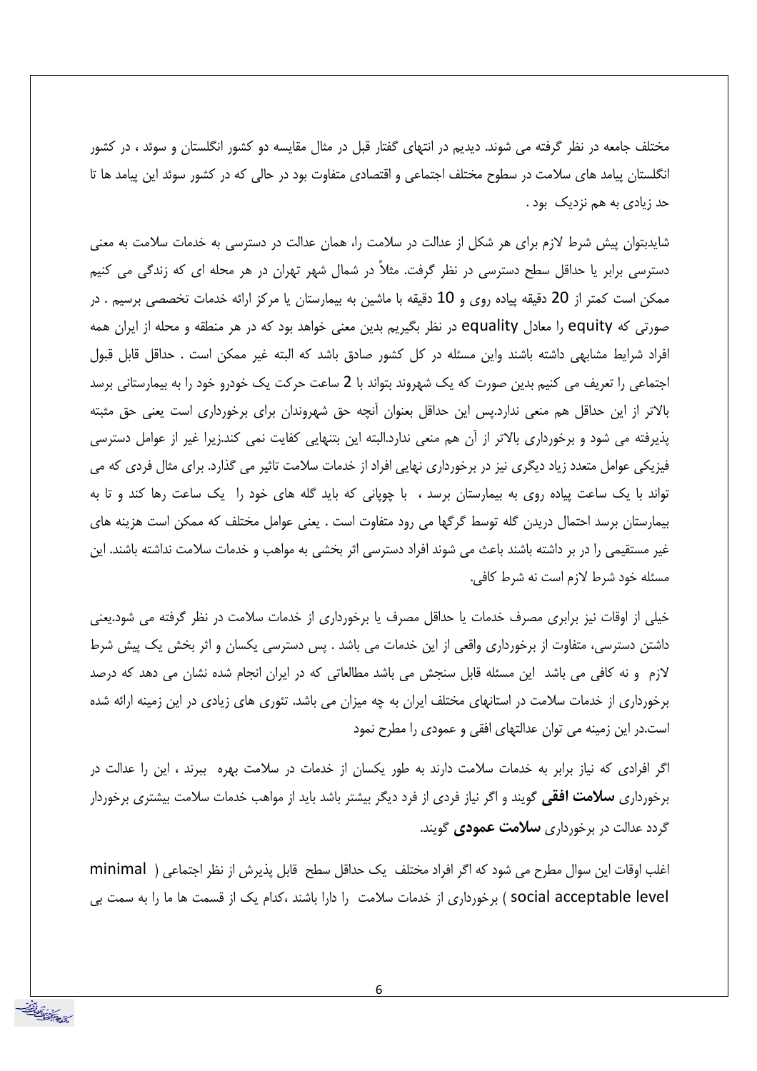مختلف جامعه در نظر گرفته می شوند. دیدیم در انتهای گفتار قبل در مثال مقایسه دو کشور انگلستان و سوئد ، در کشور انگلستان پیامد های سلامت در سطوح مختلف اجتماعی و اقتصادی متفاوت بود در حالی که در کشور سوئد این پیامد ها تا حد زیادی به هم نزدیک بود .

شایدبتوان پیش شرط لازم برای هر شکل از عدالت در سلامت را، همان عدالت در دسترسی به خدمات سلامت به معنی دسترسی برابر یا حداقل سطح دسترسی در نظر گرفت. مثلاً در شمال شهر تهران در هر محله ای که زندگی می کنیم ممکن است کمتر از 20 دقیقه پیاده روی و 10 دقیقه با ماشین به بیمارستان یا مرکز ارائه خدمات تخصصی برسیم . در صورتی که equity را معادل equality در نظر بگیریم بدین معنی خواهد بود که در هر منطقه و محله از ایران همه افراد شرایط مشابهی داشته باشند واین مسئله در کل کشور صادق باشد که البته غیر ممکن است . حداقل قابل قبول اجتماعی را تعریف می کنیم بدین صورت که یک شهروند بتواند با 2 ساعت حرکت یک خودرو خود را به بیمارستانی برسد بالاتر از این حداقل هم منعی ندارد.پس این حداقل بعنوان آنچه حق شهروندان برای برخورداری است یعنی حق مثبته پذیرفته می شود و برخورداری بالاتر از آن هم منعی ندارد.البته این بتنهایی کفایت نمی کند.زیرا غیر از عوامل دسترسی فیزیکی عوامل متعدد زیاد دیگری نیز در برخورداری نهایی افراد از خدمات سلامت تاثیر می گذارد. برای مثال فردی که می تواند با یک ساعت پیاده روی به بیمارستان برسد ، با چوپانی که باید گله های خود را یک ساعت رها کند و تا به بیمارستان برسد احتمال دریدن گله توسط گرگها می رود متفاوت است . یعنی عوامل مختلف که ممکن است هزینه های غیر مستقیمی را در بر داشته باشند باعث می شوند افراد دسترسی اثر بخشی به مواهب و خدمات سلامت نداشته باشند. این مسئله خود شرط لازم است نه شرط کافی.

خیلی از اوقات نیز برابری مصرف خدمات یا حداقل مصرف یا برخورداری از خدمات سلامت در نظر گرفته می شود.یعنی داشتن دسترسی، متفاوت از برخورداری واقعی از این خدمات می باشد . پس دسترسی یکسان و اثر بخش یک پیش شرط لازم و نه کافی می باشد این مسئله قابل سنجش می باشد مطالعاتی که در ایران انجام شده نشان می دهد که درصد برخورداری از خدمات سلامت در استانهای مختلف ایران به چه میزان می باشد. تئوری های زیادی در این زمینه ارائه شده است.در این زمینه می توان عدالتهای افقی و عمودی را مطرح نمود

اگر افرادی که نیاز برابر به خدمات سلامت دارند به طور یکسان از خدمات در سلامت بهره ببرند ، این را عدالت در برخورداری **سلامت افقی** گویند و اگر نیاز فردی از فرد دیگر بیشتر باشد باید از مواهب خدمات سلامت بیشتری برخوردار گردد عدالت در برخورداری **سلامت عمودی** گویند.

اغلب اوقات این سوال مطرح می شود که اگر افراد مختلف یک حداقل سطح قابل پذیرش از نظر اجتماعی ( minimal social acceptable level ) برخورداری از خدمات سلامت را دارا باشند ،کدام یک از قسمت ها ما را به سمت بی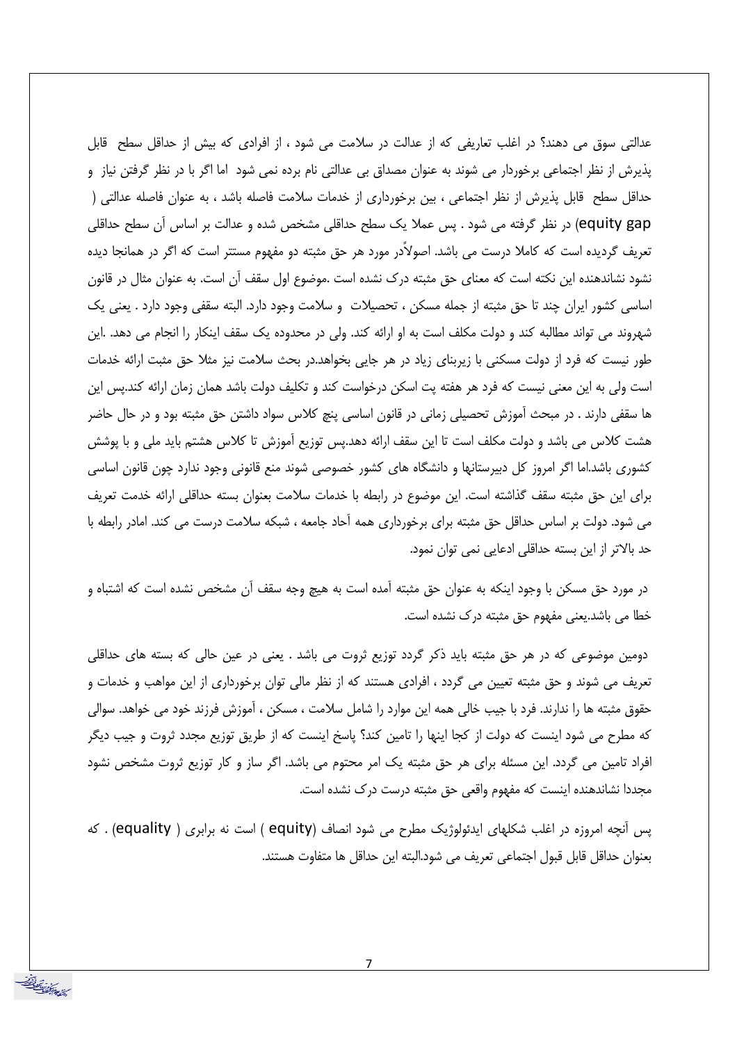عدالتی سوق می دهند؟ در اغلب تعاریفی که از عدالت در سلامت می شود ، از افرادی که بیش از حداقل سطح قابل پذیرش از نظر اجتماعی برخوردار می شوند به عنوان مصداق بی عدالتی نام برده نمی شود اما اگر با در نظر گرفتن نیاز و حداقل سطح قابل پذیرش از نظر اجتماعی ، بین برخورداری از خدمات سلامت فاصله باشد ، به عنوان فاصله عدالتی ( equity gap) در نظر گرفته می شود . پس عملا یک سطح حداقلی مشخص شده و عدالت بر اساس آن سطح حداقلی تعریف گردیده است که کاملا درست می باشد. اصولاًدر مورد هر حق مثبته دو مفهوم مستتر است که اگر در همانجا دیده نشود نشاندهنده این نکته است که معنای حق مثبته درک نشده است .موضوع اول سقف آن است. به عنوان مثال در قانون اساسی کشور ایران چند تا حق مثبته از جمله مسکن ، تحصیلات و سلامت وجود دارد. البته سقفی وجود دارد . یعنی یک شهروند می تواند مطالبه کند و دولت مکلف است به او ارائه کند. ولی در محدوده یک سقف اینکار را انجام می دهد. .این طور نیست که فرد از دولت مسکنی با زیربنای زیاد در هر جایی بخواهد.در بحث سلامت نیز مثلا حق مثبت ارائه خدمات است ولی به این معنی نیست که فرد هر هفته پت اسکن درخواست کند و تکلیف دولت باشد همان زمان ارائه کند.پس این ها سقفی دارند . در مبحث آموزش تحصیلی زمانی در قانون اساسی پنج کلاس سواد داشتن حق مثبته بود و در حال حاضر هشت کلاس می باشد و دولت مکلف است تا این سقف ارائه دهد.پس توزیع آموزش تا کلاس هشتم باید ملی و با پوشش کشوری باشد.اما اگر امروز کل دبیرستانها و دانشگاه های کشور خصوصی شوند منع قانونی وجود ندارد چون قانون اساسی برای این حق مثبته سقف گذاشته است. این موضوع در رابطه با خدمات سلامت عنوان بسته حداقلی ارائه خدمت تعریف می شود. دولت بر اساس حداقل حق مثبته برای برخورداری همه آحاد جامعه ، شبکه سلامت درست می کند. امادر رابطه با حد بالاتر از این بسته حداقلی ادعایی نمی توان نمود.

در مورد حق مسکن با وجود اینکه به عنوان حق مثبته آمده است به هیچ وجه سقف آن مشخص نشده است که اشتباه و خطا می باشد.یعنی مفهوم حق مثبته درک نشده است.

دومین موضوعی که در هر حق مثبته باید ذکر گردد توزیع ثروت می باشد . یعنی در عین حالی که بسته های حداقلی تعریف می شوند و حق مثبته تعیین می گردد ، افرادی هستند که از نظر مالی توان برخورداری از این مواهب و خدمات و حقوق مثبته ها را ندارند. فرد با جیب خالی همه این موارد را شامل سلامت ، مسکن ، آموزش فرزند خود می خواهد. سوالی که مطرح می شود اینست که دولت از کجا اینها را تامین کند؟ پاسخ اینست که از طریق توزیع مجدد ثروت و جیب دیگر افراد تامین می گردد. این مسئله برای هر حق مثبته یک امر محتوم می باشد. اگر ساز و کار توزیع ثروت مشخص نشود مجددا نشاندهنده اینست که مفهوم واقعی حق مثبته درست درک نشده است.

پس آنچه امروزه در اغلب شکلهای ایدئولوژیک مطرح می شود انصاف (equity ) است نه برابری ( equality) . که بعنوان حداقل قابل قبول اجتماعی تعریف می شود.البته این حداقل ها متفاوت هستند.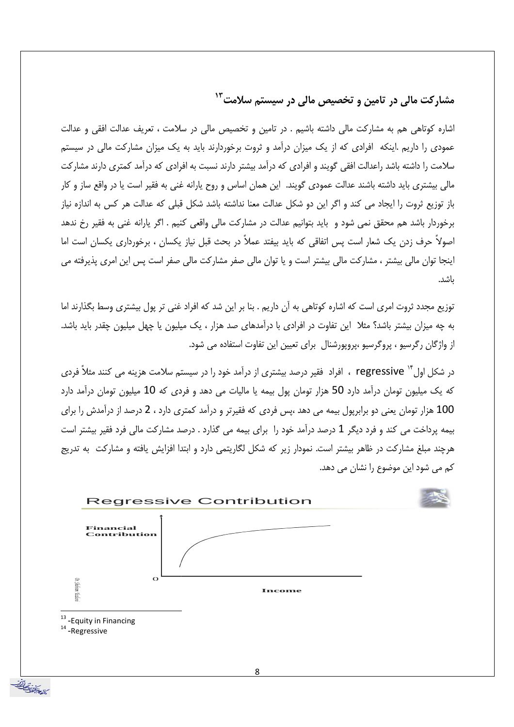## مشارکت مالی در تامین و تخصیص مالی در سیستم سلامت[13]

اشاره کوتاهی هم به مشارکت مالی داشته باشیم . در تامین و تخصیص مالی در سلامت ، تعریف عدالت افقی و عدالت عمودی را داریم .اینکه افرادی که از یک میزان درآمد و ثروت برخوردارند باید به یک میزان مشارکت مالی در سیستم سلامت را داشته باشد راعدالت افقی گویند و افرادی که درآمد بیشتر دارند نسبت به افرادی که درآمد کمتری دارند مشارکت مالی بیشتری باید داشته باشند عدالت عمودی گویند. این همان اساس و روح یارانه غنی به فقیر است یا در واقع ساز و کار باز توزیع ثروت را ایجاد می کند و اگر این دو شکل عدالت معنا نداشته باشد شکل قبلی که عدالت هر کس به اندازه نیاز برخوردار باشد هم محقق نمی شود و باید بتوانیم عدالت در مشارکت مالی واقعی کنیم . اگر یارانه غنی به فقیر رخ ندهد اصولاً حرف زدن یک شعار است پس اتفاقی که باید بیفتد عملاً در بحث قبل نیاز یکسان ، برخورداری یکسان است اما اینجا توان مالی بیشتر ، مشارکت مالی بیشتر است و یا توان مالی صفر مشارکت مالی صفر است پس این امری پذیرفته می باشد.

توزیع مجدد ثروت امری است که اشاره کوتاهی به آن داریم . بنا بر این شد که افراد غنی تر پول بیشتری وسط بگذارند اما به چه میزان بیشتر باشد؟ مثلا این تفاوت در افرادی با درآمدهای صد هزار ، یک میلیون یا چهل میلیون چقدر باید باشد. از واژگان رگرسیو ، پروگرسیو ،پروپورشنال برای تعیین این تفاوت استفاده می شود.

در شکل اول[14] regressive ، افراد فقیر درصد بیشتری از درآمد خود را در سیستم سلامت هزینه می کنند مثلاً فردی که یک میلیون تومان درآمد دارد 50 هزار تومان پول بیمه یا مالیات می دهد و فردی که 10 میلیون تومان درآمد دارد 100 هزار تومان یعنی دو برابرپول بیمه می دهد ،پس فردی که فقیرتر و درآمد کمتری دارد ، 2 درصد از درآمدش را برای بیمه پرداخت می کند و فرد دیگر 1 درصد درآمد خود را برای بیمه می گذارد . درصد مشارکت مالی فرد فقیر بیشتر است هرچند مبلغ مشارکت در ظاهر بیشتر است. نمودار زیر که شکل لگاریتمی دارد و ابتدا افزایش یافته و مشارکت به تدریج کم می شود این موضوع را نشان می دهد.

Regressive Contribution

Financial Contribution

O

Income

---

[13] -Equity in Financing

[14] -Regressive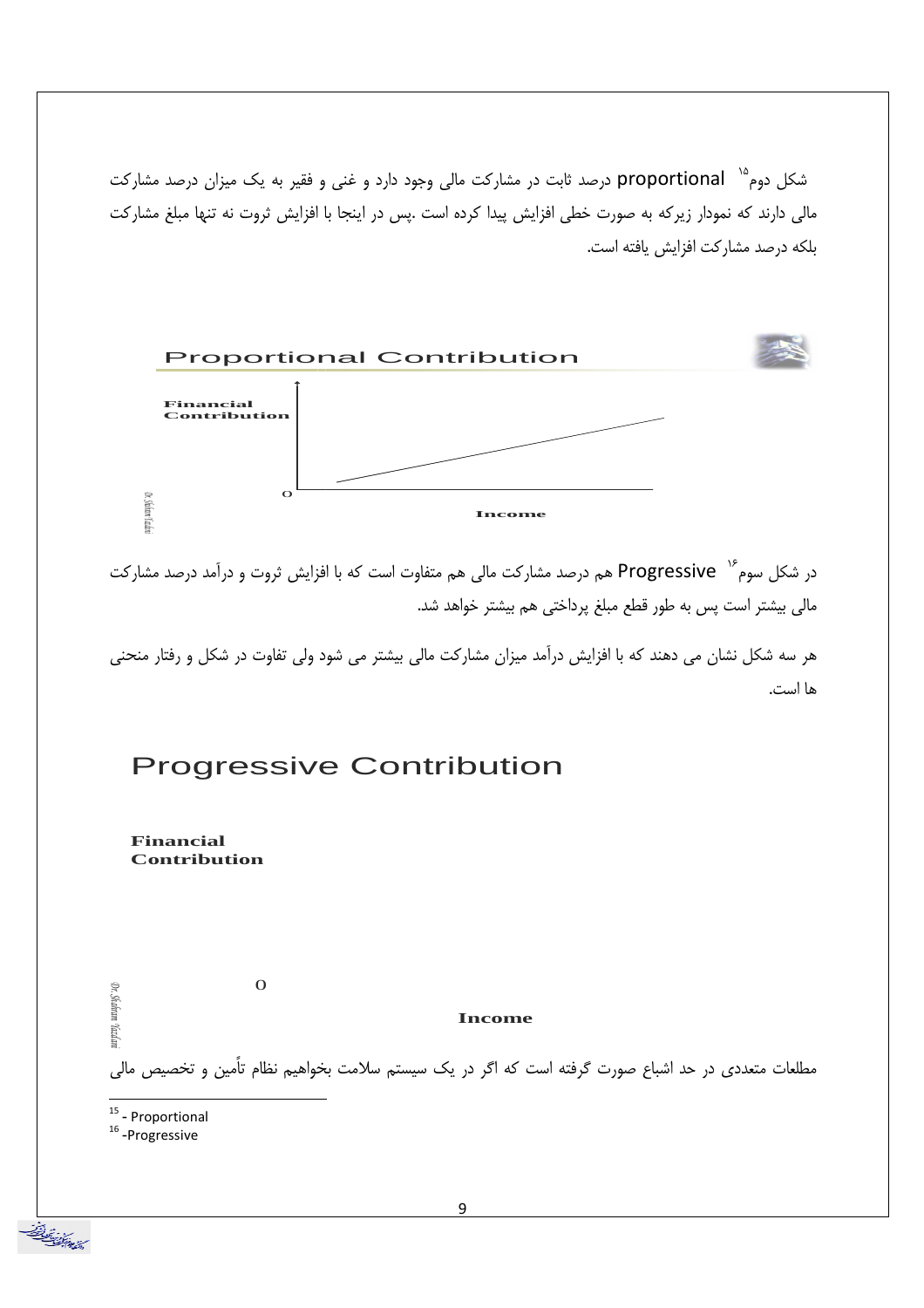شکل دوم[15] proportional درصد ثابت در مشارکت مالی وجود دارد و غنی و فقیر به یک میزان درصد مشارکت مالی دارند که نمودار زیرکه به صورت خطی افزایش پیدا کرده است .پس در اینجا با افزایش ثروت نه تنها مبلغ مشارکت بلکه درصد مشارکت افزایش یافته است.

Proportional Contribution

Financial Contribution

O

Income

Dr. Shahram Yazdani

در شکل سوم[16] Progressive هم درصد مشارکت مالی هم متفاوت است که با افزایش ثروت و درآمد درصد مشارکت مالی بیشتر است پس به طور قطع مبلغ پرداختی هم بیشتر خواهد شد.

هر سه شکل نشان می دهند که با افزایش درآمد میزان مشارکت مالی بیشتر می شود ولی تفاوت در شکل و رفتار منحنی ها است.

Progressive Contribution

Financial Contribution

O

Income

Dr. Shahram Yazdani

مطلعات متعددی در حد اشباع صورت گرفته است که اگر در یک سیستم سلامت بخواهیم نظام تأمین و تخصیص مالی

---

[15] - Proportional

[16] -Progressive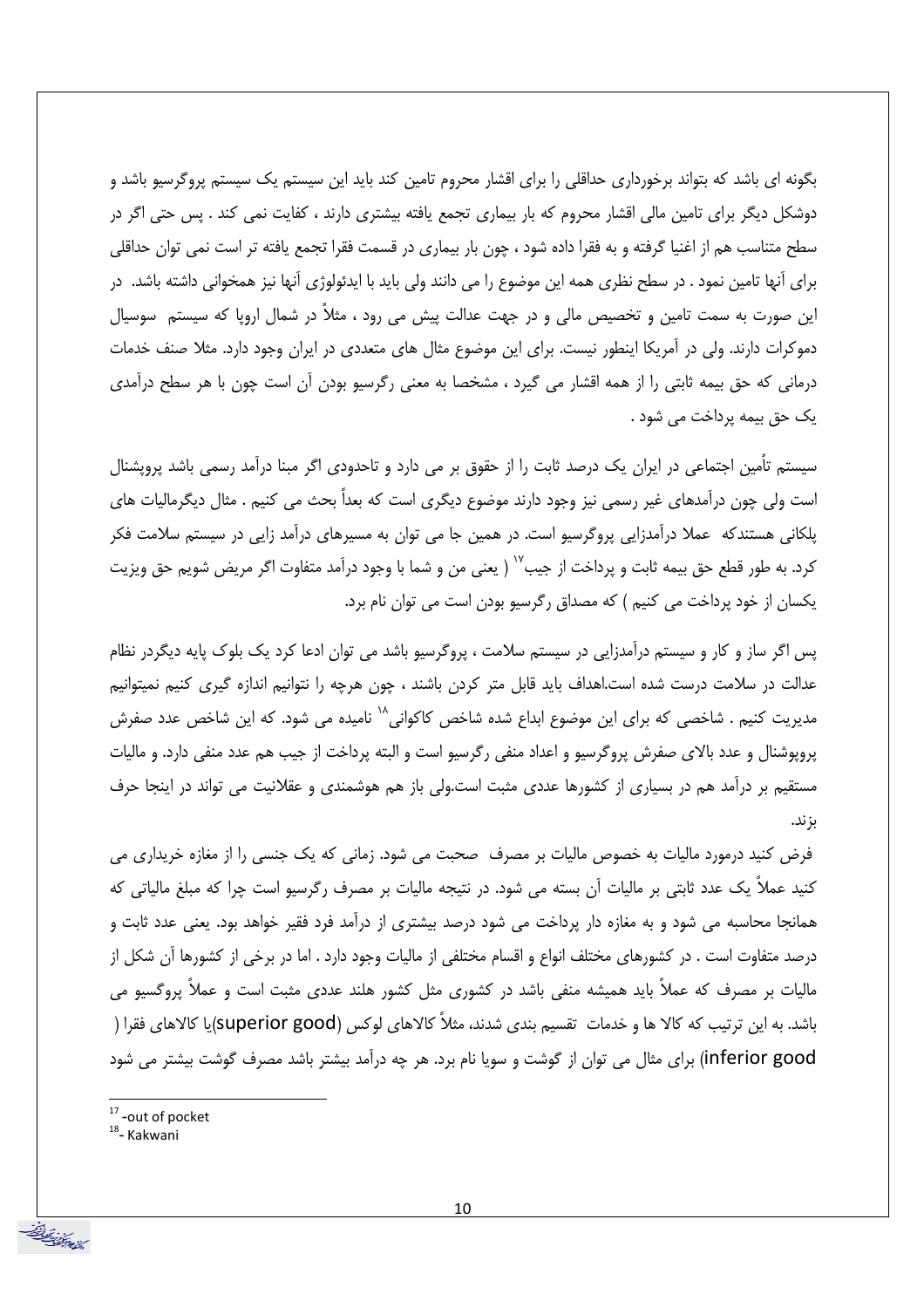بگونه ای باشد که بتواند برخورداری حداقلی را برای اقشار محروم تامین کند باید این سیستم یک سیستم پروگرسیو باشد و دوشکل دیگر برای تامین مالی اقشار محروم که بار بیماری تجمع یافته بیشتری دارند ، کفایت نمی کند . پس حتی اگر در سطح متناسب هم از اغنیا گرفته و به فقرا داده شود ، چون بار بیماری در قسمت فقرا تجمع یافته تر است نمی توان حداقلی برای آنها تامین نمود . در سطح نظری همه این موضوع را می دانند ولی باید با ایدئولوژی آنها نیز همخوانی داشته باشد. در این صورت به سمت تامین و تخصیص مالی و در جهت عدالت پیش می رود ، مثلاً در شمال اروپا که سیستم سوسیال دموکرات دارند. ولی در آمریکا اینطور نیست. برای این موضوع مثال های متعددی در ایران وجود دارد. مثلا صنف خدمات درمانی که حق بیمه ثابتی را از همه اقشار می گیرد ، مشخصا به معنی رگرسیو بودن آن است چون با هر سطح درآمدی یک حق بیمه پرداخت می شود .

سیستم تأمین اجتماعی در ایران یک درصد ثابت را از حقوق بر می دارد و تاحدودی اگر مبنا درآمد رسمی باشد پروپشنال است ولی چون درآمدهای غیر رسمی نیز وجود دارند موضوع دیگری است که بعداً بحث می کنیم . مثال دیگرمالیات های پلکانی هستندکه عملا درآمدزایی پروگرسیو است. در همین جا می توان به مسیرهای درآمد زایی در سیستم سلامت فکر کرد. به طور قطع حق بیمه ثابت و پرداخت از جیب[17] ( یعنی من و شما با وجود درآمد متفاوت اگر مریض شویم حق ویزیت یکسان از خود پرداخت می کنیم ) که مصداق رگرسیو بودن است می توان نام برد.

پس اگر ساز و کار و سیستم درآمدزایی در سیستم سلامت ، پروگرسیو باشد می توان ادعا کرد یک بلوک پایه دیگردر نظام عدالت در سلامت درست شده است.اهداف باید قابل متر کردن باشند ، چون هرچه را نتوانیم اندازه گیری کنیم نمیتوانیم مدیریت کنیم . شاخصی که برای این موضوع ابداع شده شاخص کاکوانی[18] نامیده می شود. که این شاخص عدد صفرش پروپوشنال و عدد بالای صفرش پروگرسیو و اعداد منفی رگرسیو است و البته پرداخت از جیب هم عدد منفی دارد. و مالیات مستقیم بر درآمد هم در بسیاری از کشورها عددی مثبت است.ولی باز هم هوشمندی و عقلانیت می تواند در اینجا حرف بزند.

فرض کنید درمورد مالیات به خصوص مالیات بر مصرف صحبت می شود. زمانی که یک جنسی را از مغازه خریداری می کنید عملاً یک عدد ثابتی بر مالیات آن بسته می شود. در نتیجه مالیات بر مصرف رگرسیو است چرا که مبلغ مالیاتی که همانجا محاسبه می شود و به مغازه دار پرداخت می شود درصد بیشتری از درآمد فرد فقیر خواهد بود. یعنی عدد ثابت و درصد متفاوت است . در کشورهای مختلف انواع و اقسام مختلفی از مالیات وجود دارد . اما در برخی از کشورها آن شکل از مالیات بر مصرف که عملاً باید همیشه منفی باشد در کشوری مثل کشور هلند عددی مثبت است و عملاً پروگسیو می باشد. به این ترتیب که کالا ها و خدمات تقسیم بندی شدند، مثلاً کالاهای لوکس (superior good)یا کالاهای فقرا ( inferior good) برای مثال می توان از گوشت و سویا نام برد. هر چه درآمد بیشتر باشد مصرف گوشت بیشتر می شود

---

[17] -out of pocket

[18] - Kakwani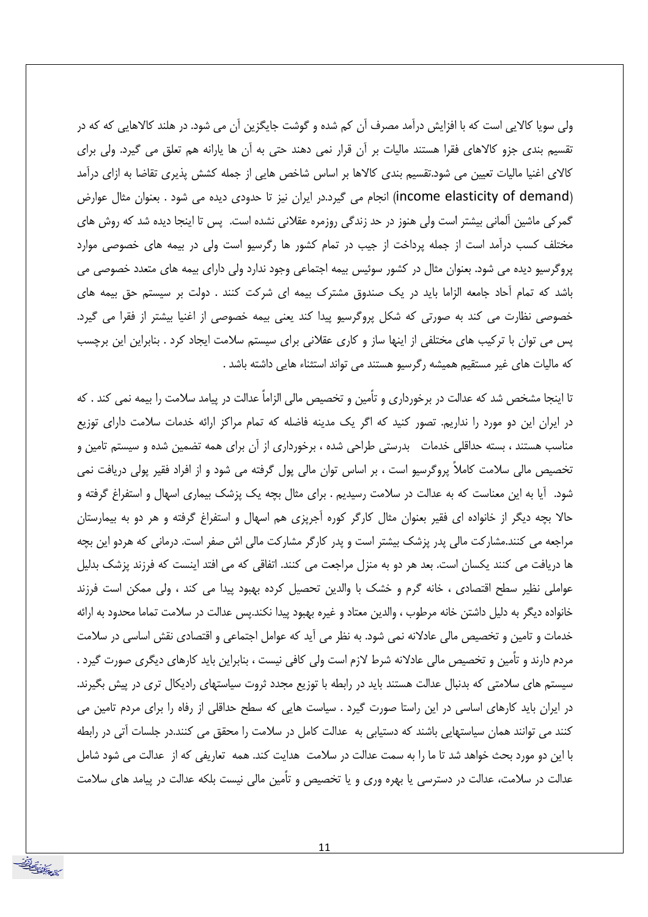ولی سویا کالایی است که با افزایش درآمد مصرف آن کم شده و گوشت جایگزین آن می شود. در هلند کالاهایی که که در تقسیم بندی جزو کالاهای فقرا هستند مالیات بر آن قرار نمی دهند حتی به آن ها یارانه هم تعلق می گیرد. ولی برای کالای اغنیا مالیات تعیین می شود.تقسیم بندی کالاها بر اساس شاخص هایی از جمله کشش پذیری تقاضا به ازای درآمد (income elasticity of demand) انجام می گیرد.در ایران نیز تا حدودی دیده می شود . بعنوان مثال عوارض گمرکی ماشین آلمانی بیشتر است ولی هنوز در حد زندگی روزمره عقلانی نشده است. پس تا اینجا دیده شد که روش های مختلف کسب درآمد است از جمله پرداخت از جیب در تمام کشور ها رگرسیو است ولی در بیمه های خصوصی موارد پروگرسیو دیده می شود. بعنوان مثال در کشور سوئیس بیمه اجتماعی وجود ندارد ولی دارای بیمه های متعدد خصوصی می باشد که تمام آحاد جامعه الزاما باید در یک صندوق مشترک بیمه ای شرکت کنند . دولت بر سیستم حق بیمه های خصوصی نظارت می کند به صورتی که شکل پروگرسیو پیدا کند یعنی بیمه خصوصی از اغنیا بیشتر از فقرا می گیرد. پس می توان با ترکیب های مختلفی از اینها ساز و کاری عقلانی برای سیستم سلامت ایجاد کرد . بنابراین این برچسب که مالیات های غیر مستقیم همیشه رگرسیو هستند می تواند استثناء هایی داشته باشد .

تا اینجا مشخص شد که عدالت در برخورداری و تأمین و تخصیص مالی الزاماً عدالت در پیامد سلامت را بیمه نمی کند . که در ایران این دو مورد را نداریم. تصور کنید که اگر یک مدینه فاضله که تمام مراکز ارائه خدمات سلامت دارای توزیع مناسب هستند ، بسته حداقلی خدمات بدرستی طراحی شده ، برخورداری از آن برای همه تضمین شده و سیستم تامین و تخصیص مالی سلامت کاملاً پروگرسیو است ، بر اساس توان مالی پول گرفته می شود و از افراد فقیر پولی دریافت نمی شود. آیا به این معناست که به عدالت در سلامت رسیدیم . برای مثال بچه یک پزشک بیماری اسهال و استفراغ گرفته و حالا بچه دیگر از خانواده ای فقیر بعنوان مثال کارگر کوره آجرپزی هم اسهال و استفراغ گرفته و هر دو به بیمارستان مراجعه می کنند.مشارکت مالی پدر پزشک بیشتر است و پدر کارگر مشارکت مالی اش صفر است. درمانی که هردو این بچه ها دریافت می کنند یکسان است. بعد هر دو به منزل مراجعت می کنند. اتفاقی که می افتد اینست که فرزند پزشک بدلیل عواملی نظیر سطح اقتصادی ، خانه گرم و خشک با والدین تحصیل کرده بهبود پیدا می کند ، ولی ممکن است فرزند خانواده دیگر به دلیل داشتن خانه مرطوب ، والدین معتاد و غیره بهبود پیدا نکند.پس عدالت در سلامت تماما محدود به ارائه خدمات و تامین و تخصیص مالی عادلانه نمی شود. به نظر می آید که عوامل اجتماعی و اقتصادی نقش اساسی در سلامت مردم دارند و تأمین و تخصیص مالی عادلانه شرط لازم است ولی کافی نیست ، بنابراین باید کارهای دیگری صورت گیرد . سیستم های سلامتی که بدنبال عدالت هستند باید در رابطه با توزیع مجدد ثروت سیاستهای رادیکال تری در پیش بگیرند. در ایران باید کارهای اساسی در این راستا صورت گیرد . سیاست هایی که سطح حداقلی از رفاه را برای مردم تامین می کنند می توانند همان سیاستهایی باشند که دستیابی به عدالت کامل در سلامت را محقق می کنند.در جلسات آتی در رابطه با این دو مورد بحث خواهد شد تا ما را به سمت عدالت در سلامت هدایت کند. همه تعاریفی که از عدالت می شود شامل عدالت در سلامت، عدالت در دسترسی یا بهره وری و یا تخصیص و تأمین مالی نیست بلکه عدالت در پیامد های سلامت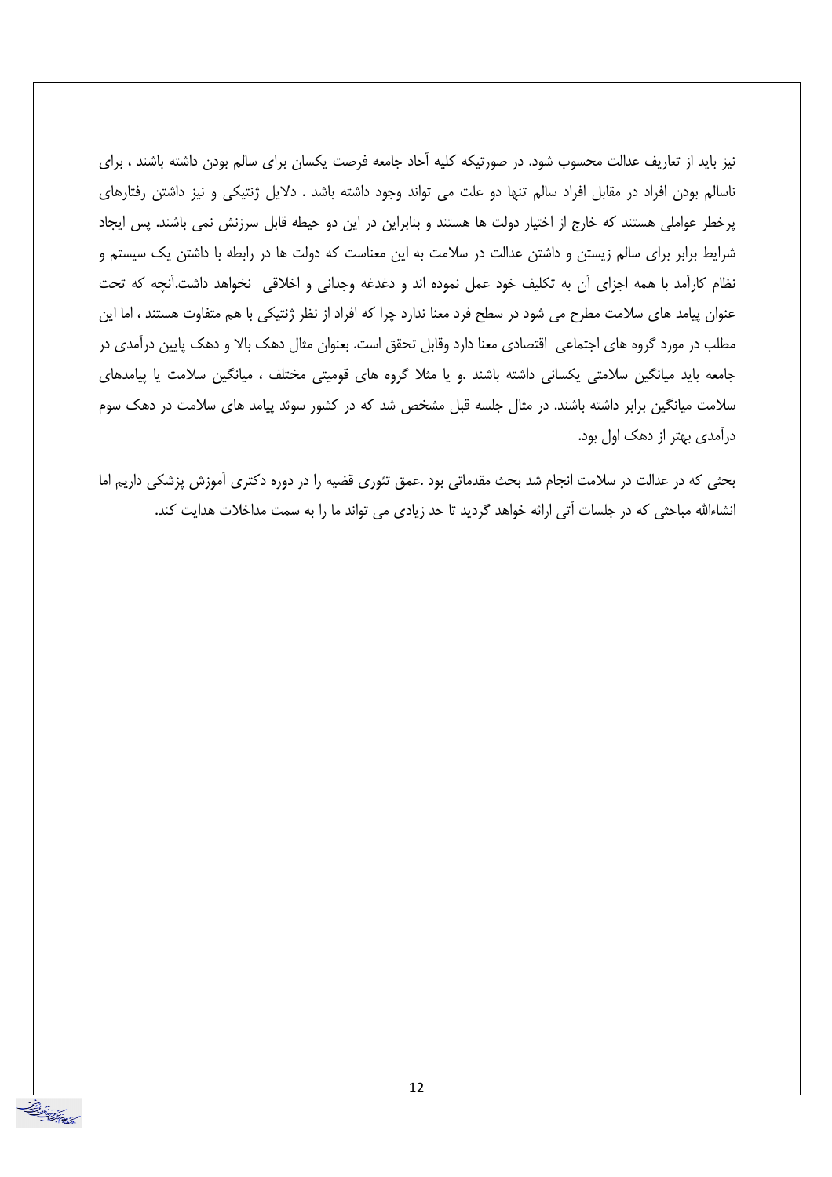نیز باید از تعاریف عدالت محسوب شود. در صورتیکه کلیه آحاد جامعه فرصت یکسان برای سالم بودن داشته باشند ، برای ناسالم بودن افراد در مقابل افراد سالم تنها دو علت می تواند وجود داشته باشد . دلایل ژنتیکی و نیز داشتن رفتارهای پرخطر عواملی هستند که خارج از اختیار دولت ها هستند و بنابراین در این دو حیطه قابل سرزنش نمی باشند. پس ایجاد شرایط برابر برای سالم زیستن و داشتن عدالت در سلامت به این معناست که دولت ها در رابطه با داشتن یک سیستم و نظام کارآمد با همه اجزای آن به تکلیف خود عمل نموده اند و دغدغه وجدانی و اخلاقی نخواهد داشت.آنچه که تحت عنوان پیامد های سلامت مطرح می شود در سطح فرد معنا ندارد چرا که افراد از نظر ژنتیکی با هم متفاوت هستند ، اما این مطلب در مورد گروه های اجتماعی اقتصادی معنا دارد وقابل تحقق است. بعنوان مثال دهک بالا و دهک پایین درآمدی در جامعه باید میانگین سلامتی یکسانی داشته باشند .و یا مثلا گروه های قومیتی مختلف ، میانگین سلامت یا پیامدهای سلامت میانگین برابر داشته باشند. در مثال جلسه قبل مشخص شد که در کشور سوئد پیامد های سلامت در دهک سوم درآمدی بهتر از دهک اول بود.

بحثی که در عدالت در سلامت انجام شد بحث مقدماتی بود .عمق تئوری قضیه را در دوره دکتری آموزش پزشکی داریم اما انشاءالله مباحثی که در جلسات آتی ارائه خواهد گردید تا حد زیادی می تواند ما را به سمت مداخلات هدایت کند.